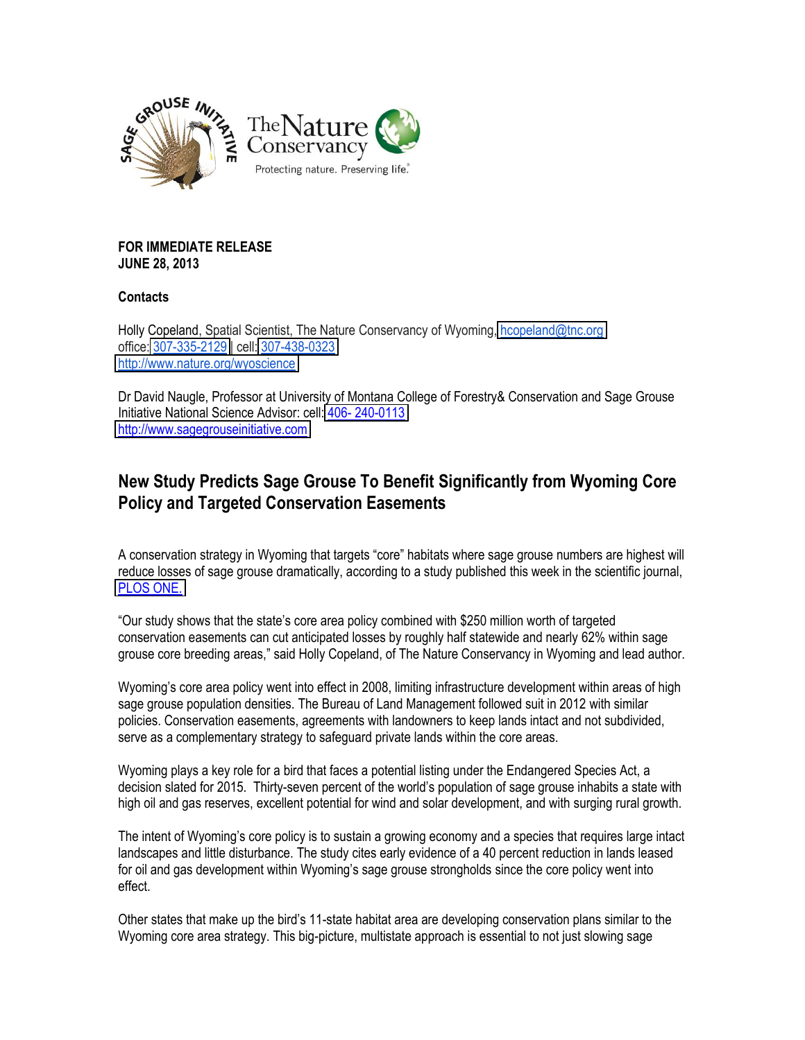**FOR IMMEDIATE RELEASE**
**JUNE 28, 2013**

**Contacts**

Holly Copeland, Spatial Scientist, The Nature Conservancy of Wyoming, hcopeland@tnc.org
office: 307-335-2129 | cell: 307-438-0323
http://www.nature.org/wyoscience

Dr David Naugle, Professor at University of Montana College of Forestry& Conservation and Sage Grouse Initiative National Science Advisor: cell: 406- 240-0113
http://www.sagegrouseinitiative.com

## New Study Predicts Sage Grouse To Benefit Significantly from Wyoming Core Policy and Targeted Conservation Easements

A conservation strategy in Wyoming that targets "core" habitats where sage grouse numbers are highest will reduce losses of sage grouse dramatically, according to a study published this week in the scientific journal, PLOS ONE.

"Our study shows that the state's core area policy combined with $250 million worth of targeted conservation easements can cut anticipated losses by roughly half statewide and nearly 62% within sage grouse core breeding areas," said Holly Copeland, of The Nature Conservancy in Wyoming and lead author.

Wyoming's core area policy went into effect in 2008, limiting infrastructure development within areas of high sage grouse population densities. The Bureau of Land Management followed suit in 2012 with similar policies. Conservation easements, agreements with landowners to keep lands intact and not subdivided, serve as a complementary strategy to safeguard private lands within the core areas.

Wyoming plays a key role for a bird that faces a potential listing under the Endangered Species Act, a decision slated for 2015. Thirty-seven percent of the world's population of sage grouse inhabits a state with high oil and gas reserves, excellent potential for wind and solar development, and with surging rural growth.

The intent of Wyoming's core policy is to sustain a growing economy and a species that requires large intact landscapes and little disturbance. The study cites early evidence of a 40 percent reduction in lands leased for oil and gas development within Wyoming's sage grouse strongholds since the core policy went into effect.

Other states that make up the bird's 11-state habitat area are developing conservation plans similar to the Wyoming core area strategy. This big-picture, multistate approach is essential to not just slowing sage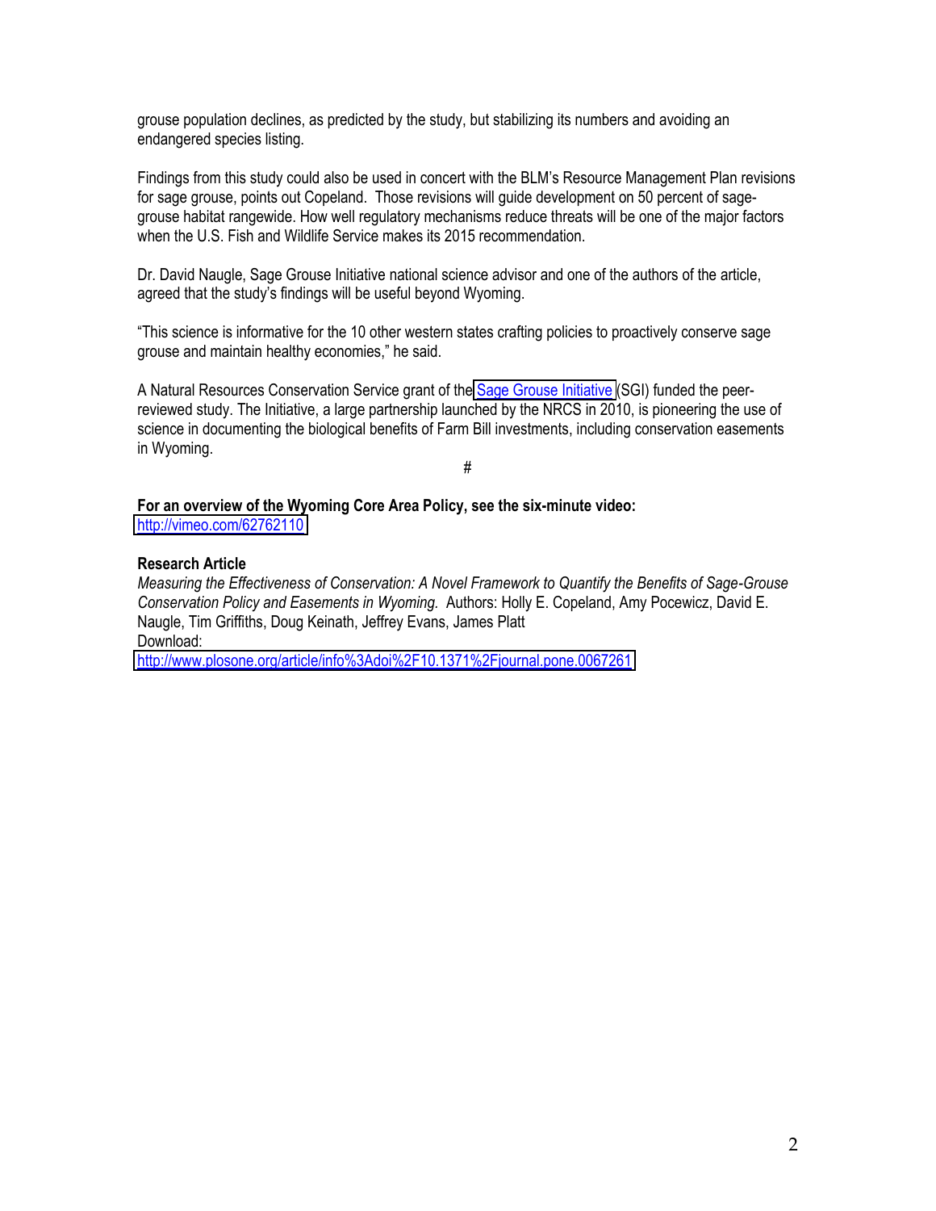grouse population declines, as predicted by the study, but stabilizing its numbers and avoiding an endangered species listing.

Findings from this study could also be used in concert with the BLM's Resource Management Plan revisions for sage grouse, points out Copeland. Those revisions will guide development on 50 percent of sage-grouse habitat rangewide. How well regulatory mechanisms reduce threats will be one of the major factors when the U.S. Fish and Wildlife Service makes its 2015 recommendation.

Dr. David Naugle, Sage Grouse Initiative national science advisor and one of the authors of the article, agreed that the study's findings will be useful beyond Wyoming.

"This science is informative for the 10 other western states crafting policies to proactively conserve sage grouse and maintain healthy economies," he said.

A Natural Resources Conservation Service grant of the Sage Grouse Initiative (SGI) funded the peer-reviewed study. The Initiative, a large partnership launched by the NRCS in 2010, is pioneering the use of science in documenting the biological benefits of Farm Bill investments, including conservation easements in Wyoming.

#

**For an overview of the Wyoming Core Area Policy, see the six-minute video:**
http://vimeo.com/62762110

**Research Article**
*Measuring the Effectiveness of Conservation: A Novel Framework to Quantify the Benefits of Sage-Grouse Conservation Policy and Easements in Wyoming.* Authors: Holly E. Copeland, Amy Pocewicz, David E. Naugle, Tim Griffiths, Doug Keinath, Jeffrey Evans, James Platt
Download:
http://www.plosone.org/article/info%3Adoi%2F10.1371%2Fjournal.pone.0067261